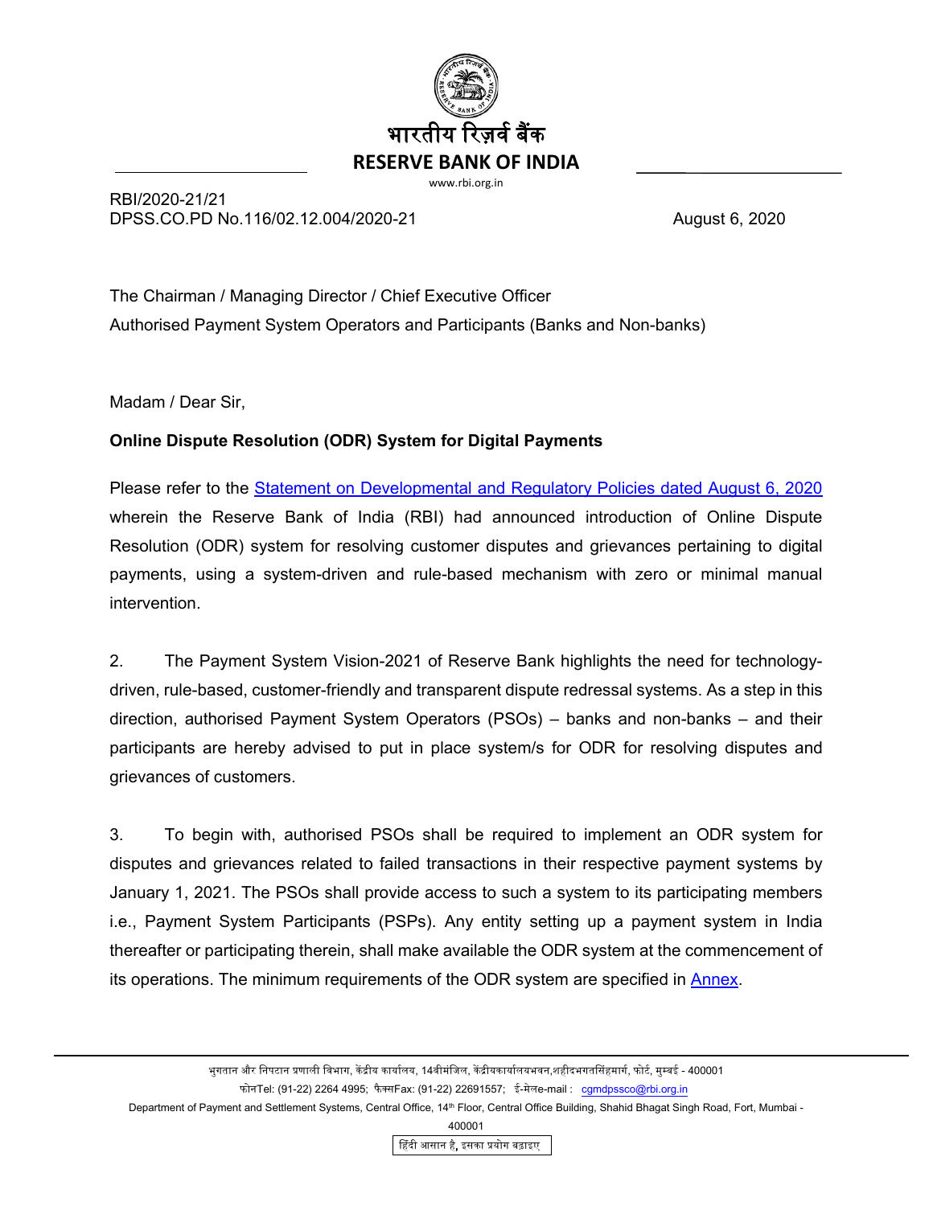भारतीय रिज़र्व बैंक
**RESERVE BANK OF INDIA**
www.rbi.org.in

RBI/2020-21/21
DPSS.CO.PD No.116/02.12.004/2020-21 August 6, 2020

The Chairman / Managing Director / Chief Executive Officer
Authorised Payment System Operators and Participants (Banks and Non-banks)

Madam / Dear Sir,

**Online Dispute Resolution (ODR) System for Digital Payments**

Please refer to the Statement on Developmental and Regulatory Policies dated August 6, 2020 wherein the Reserve Bank of India (RBI) had announced introduction of Online Dispute Resolution (ODR) system for resolving customer disputes and grievances pertaining to digital payments, using a system-driven and rule-based mechanism with zero or minimal manual intervention.

2. The Payment System Vision-2021 of Reserve Bank highlights the need for technology-driven, rule-based, customer-friendly and transparent dispute redressal systems. As a step in this direction, authorised Payment System Operators (PSOs) – banks and non-banks – and their participants are hereby advised to put in place system/s for ODR for resolving disputes and grievances of customers.

3. To begin with, authorised PSOs shall be required to implement an ODR system for disputes and grievances related to failed transactions in their respective payment systems by January 1, 2021. The PSOs shall provide access to such a system to its participating members i.e., Payment System Participants (PSPs). Any entity setting up a payment system in India thereafter or participating therein, shall make available the ODR system at the commencement of its operations. The minimum requirements of the ODR system are specified in Annex.

भुगतान और निपटान प्रणाली विभाग, केंद्रीय कार्यालय, 14वीमंजिल, केंद्रीयकार्यालयभवन,शहीदभगतसिंहमार्ग, फोर्ट, मुम्बई - 400001
फोनTel: (91-22) 2264 4995; फैक्सFax: (91-22) 22691557; ई-मेलe-mail : cgmdpssco@rbi.org.in
Department of Payment and Settlement Systems, Central Office, 14th Floor, Central Office Building, Shahid Bhagat Singh Road, Fort, Mumbai - 400001

हिंदी आसान है, इसका प्रयोग बढ़ाइए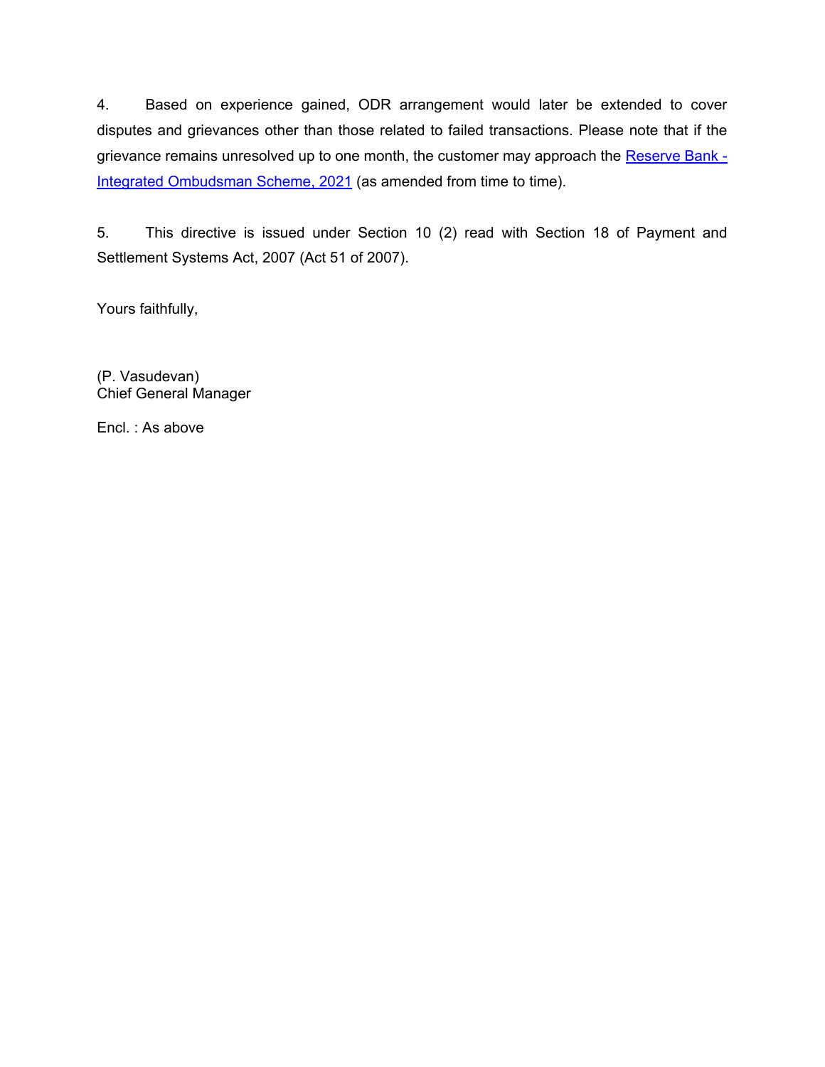4. Based on experience gained, ODR arrangement would later be extended to cover disputes and grievances other than those related to failed transactions. Please note that if the grievance remains unresolved up to one month, the customer may approach the [Reserve Bank - Integrated Ombudsman Scheme, 2021] (as amended from time to time).

5. This directive is issued under Section 10 (2) read with Section 18 of Payment and Settlement Systems Act, 2007 (Act 51 of 2007).

Yours faithfully,

(P. Vasudevan)
Chief General Manager

Encl. : As above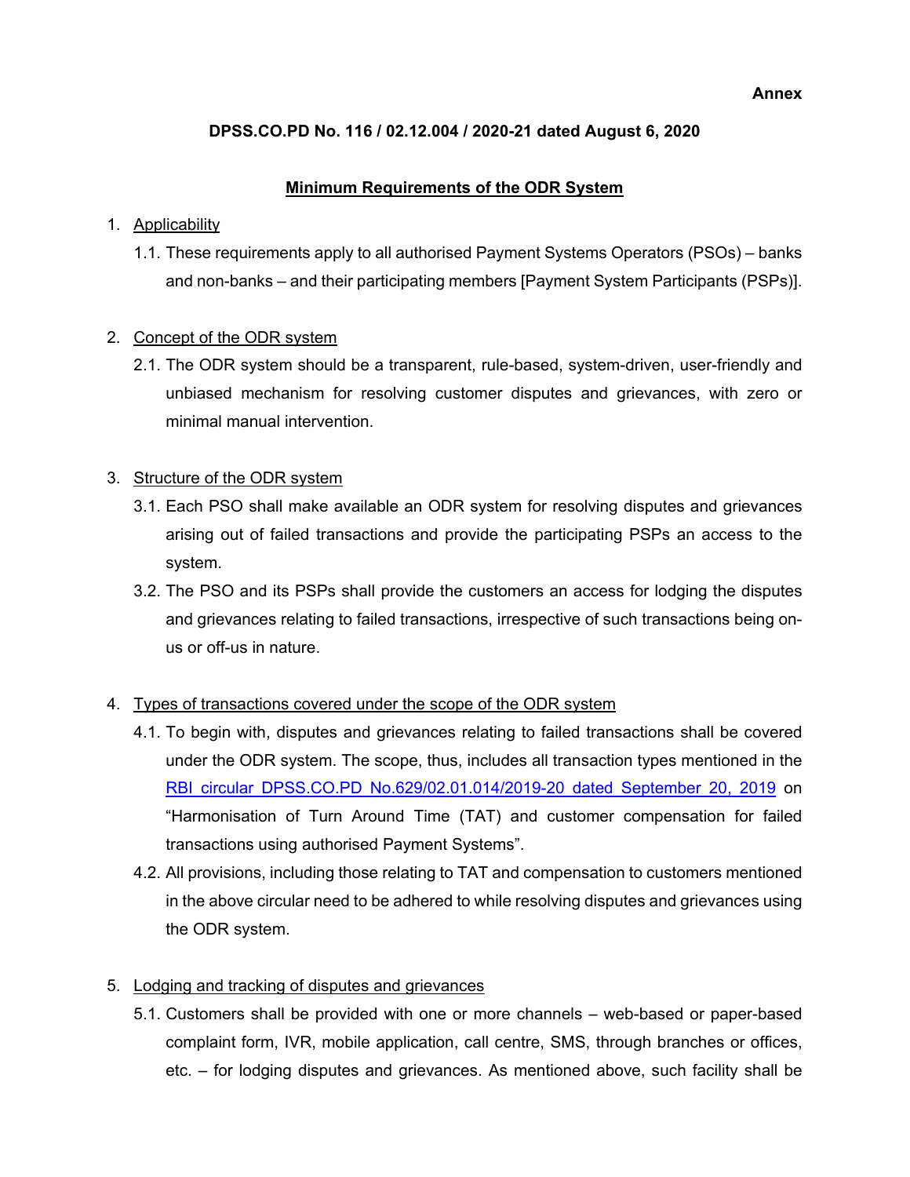**Annex**

**DPSS.CO.PD No. 116 / 02.12.004 / 2020-21 dated August 6, 2020**

**Minimum Requirements of the ODR System**

1. Applicability
   1.1. These requirements apply to all authorised Payment Systems Operators (PSOs) – banks and non-banks – and their participating members [Payment System Participants (PSPs)].

2. Concept of the ODR system
   2.1. The ODR system should be a transparent, rule-based, system-driven, user-friendly and unbiased mechanism for resolving customer disputes and grievances, with zero or minimal manual intervention.

3. Structure of the ODR system
   3.1. Each PSO shall make available an ODR system for resolving disputes and grievances arising out of failed transactions and provide the participating PSPs an access to the system.
   3.2. The PSO and its PSPs shall provide the customers an access for lodging the disputes and grievances relating to failed transactions, irrespective of such transactions being on-us or off-us in nature.

4. Types of transactions covered under the scope of the ODR system
   4.1. To begin with, disputes and grievances relating to failed transactions shall be covered under the ODR system. The scope, thus, includes all transaction types mentioned in the RBI circular DPSS.CO.PD No.629/02.01.014/2019-20 dated September 20, 2019 on "Harmonisation of Turn Around Time (TAT) and customer compensation for failed transactions using authorised Payment Systems".
   4.2. All provisions, including those relating to TAT and compensation to customers mentioned in the above circular need to be adhered to while resolving disputes and grievances using the ODR system.

5. Lodging and tracking of disputes and grievances
   5.1. Customers shall be provided with one or more channels – web-based or paper-based complaint form, IVR, mobile application, call centre, SMS, through branches or offices, etc. – for lodging disputes and grievances. As mentioned above, such facility shall be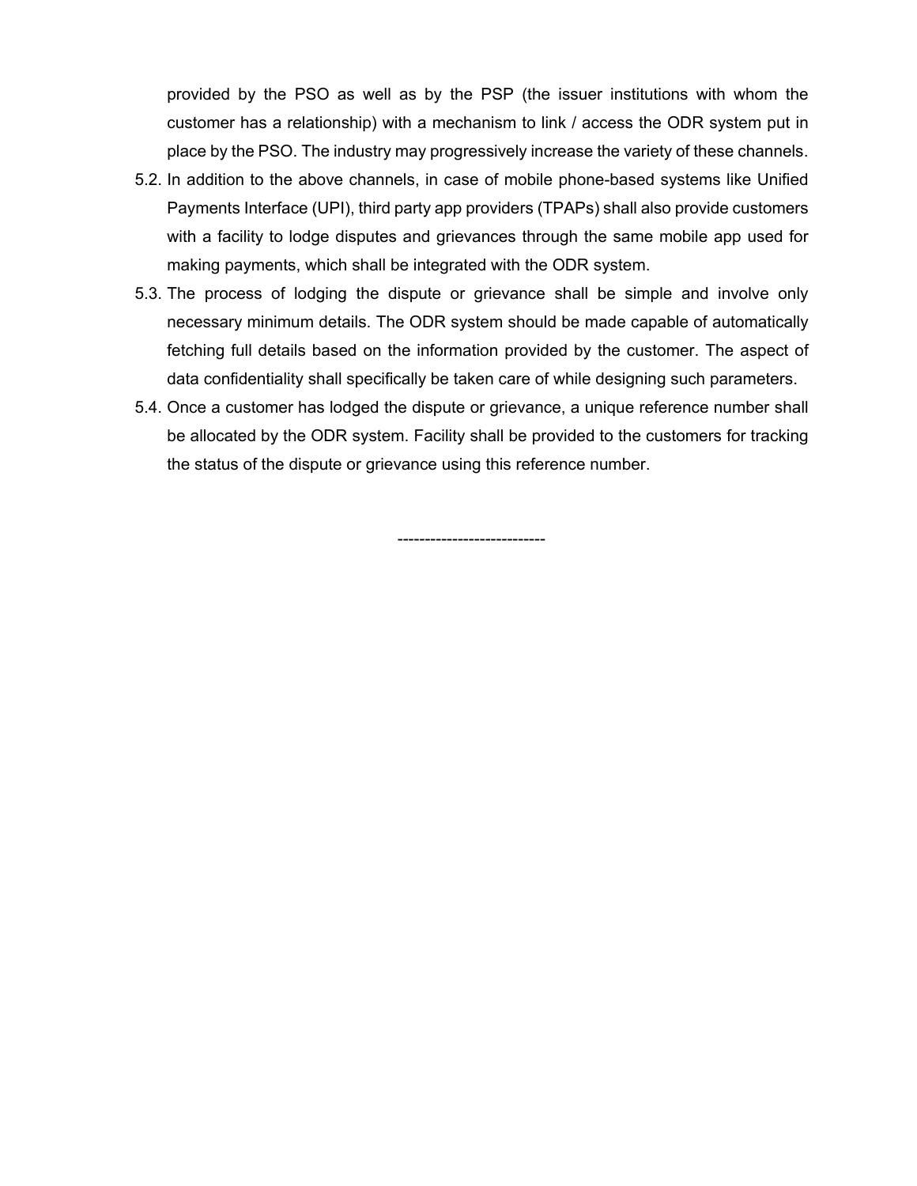provided by the PSO as well as by the PSP (the issuer institutions with whom the customer has a relationship) with a mechanism to link / access the ODR system put in place by the PSO. The industry may progressively increase the variety of these channels.

5.2. In addition to the above channels, in case of mobile phone-based systems like Unified Payments Interface (UPI), third party app providers (TPAPs) shall also provide customers with a facility to lodge disputes and grievances through the same mobile app used for making payments, which shall be integrated with the ODR system.

5.3. The process of lodging the dispute or grievance shall be simple and involve only necessary minimum details. The ODR system should be made capable of automatically fetching full details based on the information provided by the customer. The aspect of data confidentiality shall specifically be taken care of while designing such parameters.

5.4. Once a customer has lodged the dispute or grievance, a unique reference number shall be allocated by the ODR system. Facility shall be provided to the customers for tracking the status of the dispute or grievance using this reference number.

--------------------------